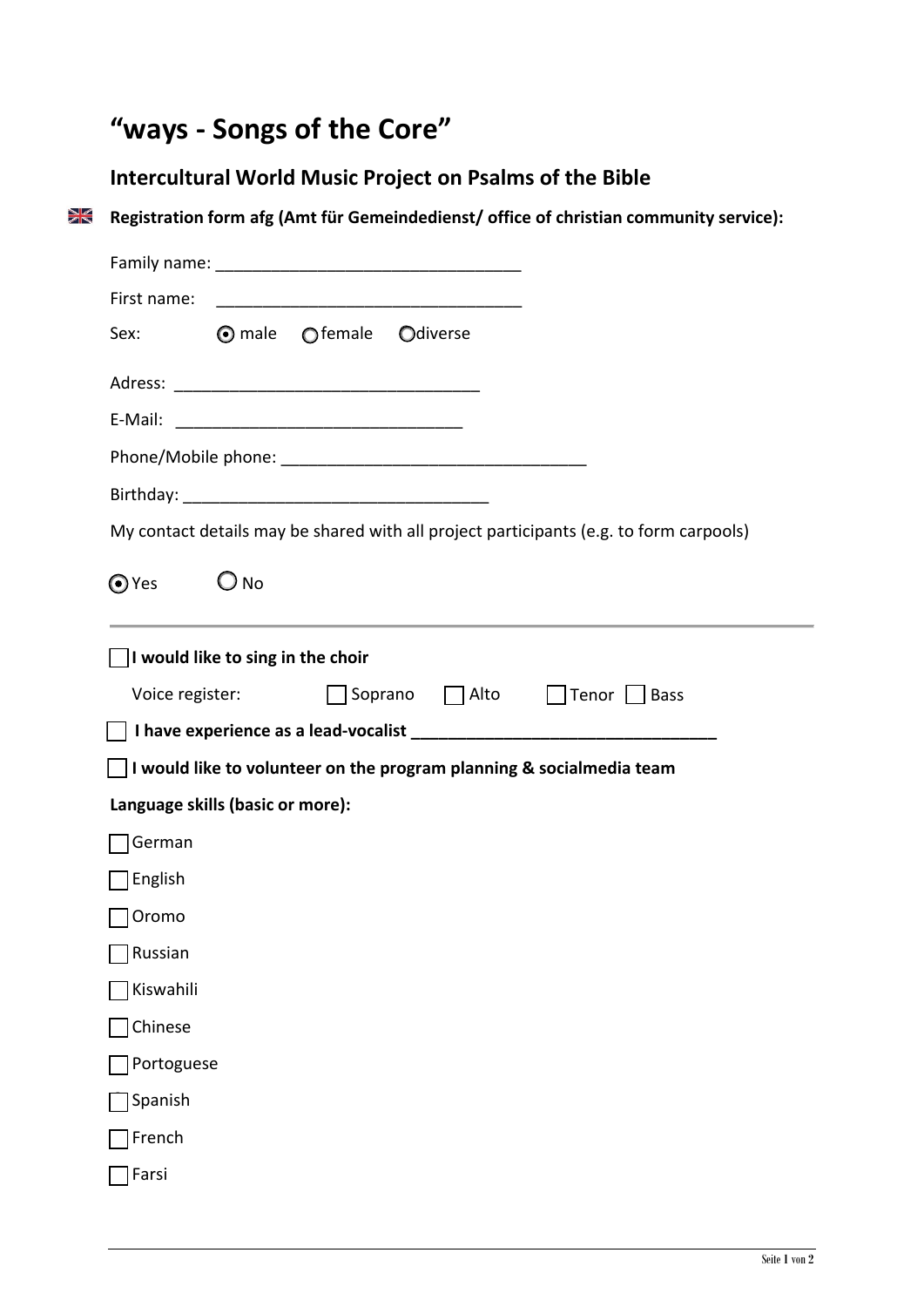# "ways - Songs of the Core"

## Intercultural World Music Project on Psalms of the Bible

**Registration form afg (Amt für Gemeindedienst/ office of christian community service):**

Family name: _________________________________

First name: _________________________________

Sex: ◉ male ○ female ○ diverse

Adress: _________________________________

E-Mail: _______________________________

Phone/Mobile phone: _________________________________

Birthday: _________________________________

My contact details may be shared with all project participants (e.g. to form carpools)

◉ Yes ○ No

---

☐ **I would like to sing in the choir**

Voice register: ☐ Soprano ☐ Alto ☐ Tenor ☐ Bass

☐ **I have experience as a lead-vocalist _________________________________**

☐ **I would like to volunteer on the program planning & socialmedia team**

**Language skills (basic or more):**

☐ German

☐ English

☐ Oromo

☐ Russian

☐ Kiswahili

☐ Chinese

☐ Portoguese

☐ Spanish

☐ French

☐ Farsi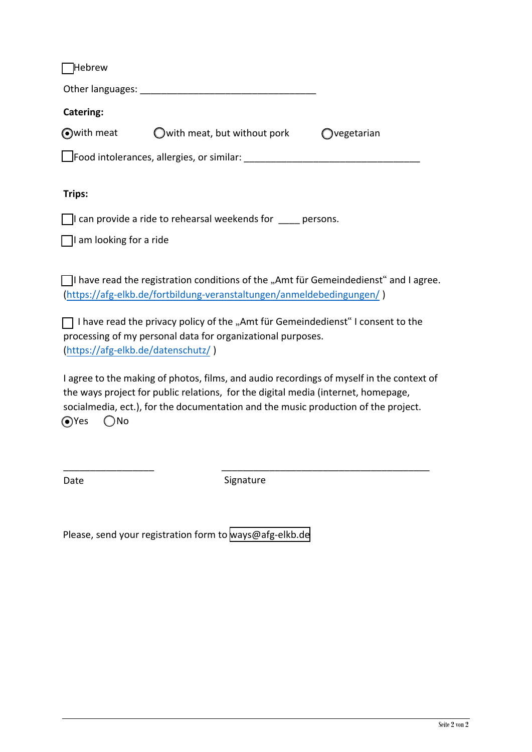☐ Hebrew

Other languages: ___________________________________

**Catering:**

◉ with meat ◯ with meat, but without pork ◯ vegetarian

☐ Food intolerances, allergies, or similar: ___________________________________

**Trips:**

☐ I can provide a ride to rehearsal weekends for ____ persons.

☐ I am looking for a ride

☐ I have read the registration conditions of the „Amt für Gemeindedienst“ and I agree. (https://afg-elkb.de/fortbildung-veranstaltungen/anmeldebedingungen/ )

☐ I have read the privacy policy of the „Amt für Gemeindedienst“ I consent to the processing of my personal data for organizational purposes. (https://afg-elkb.de/datenschutz/ )

I agree to the making of photos, films, and audio recordings of myself in the context of the ways project for public relations, for the digital media (internet, homepage, socialmedia, ect.), for the documentation and the music production of the project.

◉ Yes ◯ No

__________________ __________________________________________

Date Signature

Please, send your registration form to ways@afg-elkb.de